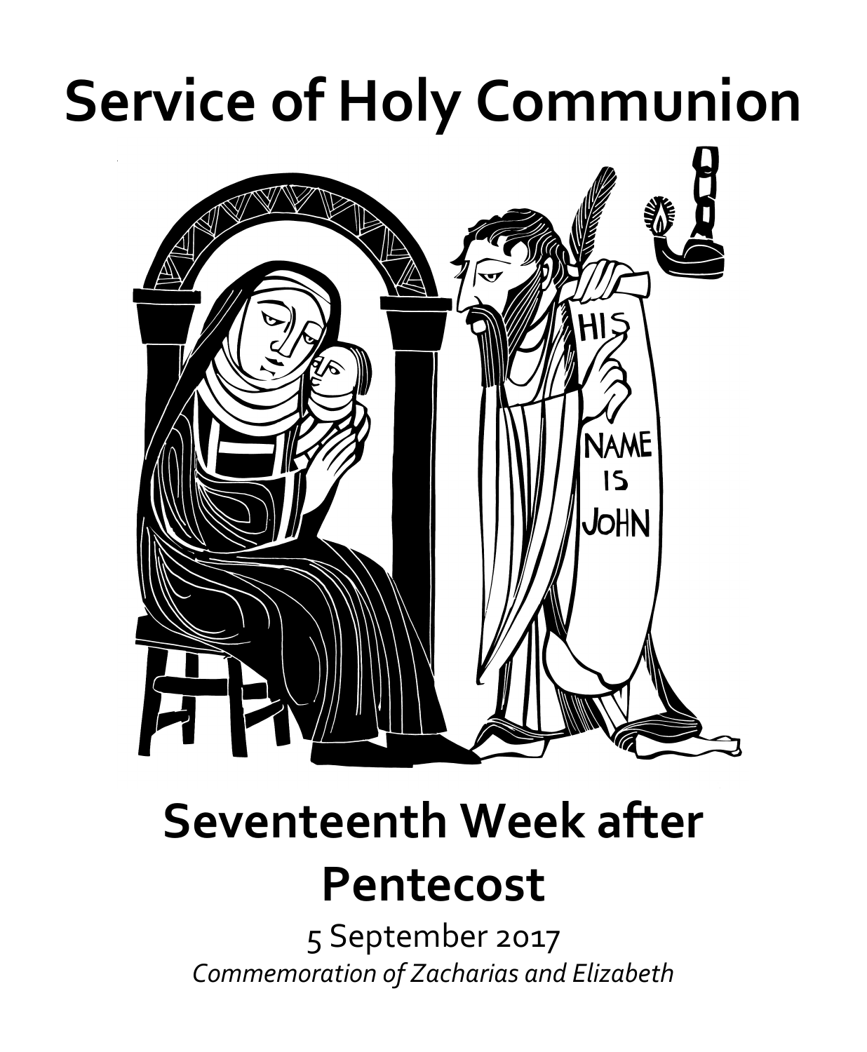# Service of Holy Communion

## Seventeenth Week after Pentecost

5 September 2017

*Commemoration of Zacharias and Elizabeth*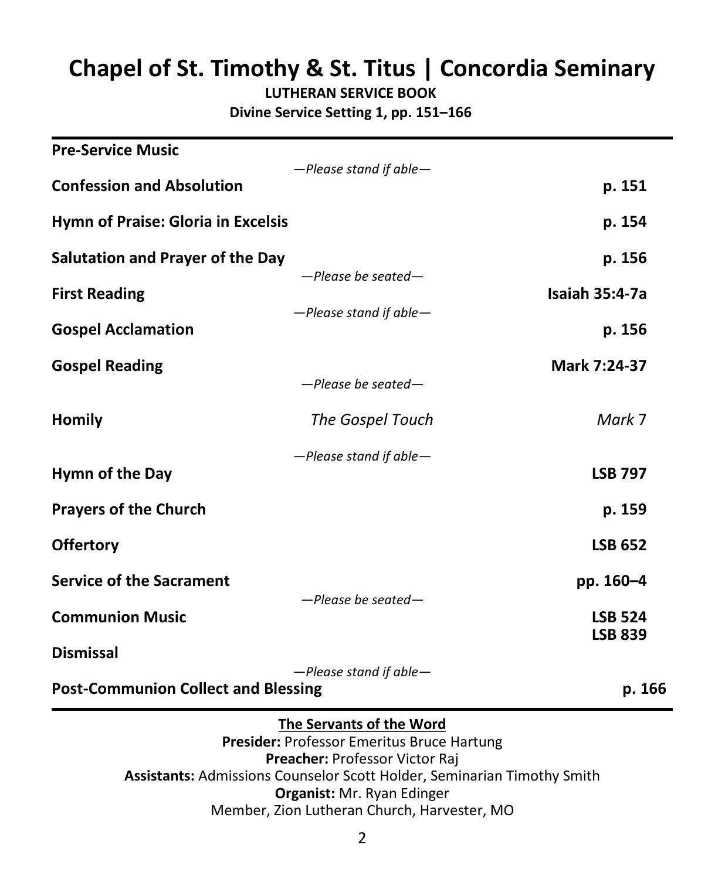# Chapel of St. Timothy & St. Titus | Concordia Seminary

**LUTHERAN SERVICE BOOK**

**Divine Service Setting 1, pp. 151–166**

---

**Pre-Service Music**

*—Please stand if able—*

**Confession and Absolution** — **p. 151**

**Hymn of Praise: Gloria in Excelsis** — **p. 154**

**Salutation and Prayer of the Day** — **p. 156**

*—Please be seated—*

**First Reading** — **Isaiah 35:4-7a**

*—Please stand if able—*

**Gospel Acclamation** — **p. 156**

**Gospel Reading** — **Mark 7:24-37**

*—Please be seated—*

**Homily** — *The Gospel Touch* — *Mark* 7

*—Please stand if able—*

**Hymn of the Day** — **LSB 797**

**Prayers of the Church** — **p. 159**

**Offertory** — **LSB 652**

**Service of the Sacrament** — **pp. 160–4**

*—Please be seated—*

**Communion Music** — **LSB 524**, **LSB 839**

**Dismissal**

*—Please stand if able—*

**Post-Communion Collect and Blessing** — **p. 166**

---

**The Servants of the Word**

**Presider:** Professor Emeritus Bruce Hartung

**Preacher:** Professor Victor Raj

**Assistants:** Admissions Counselor Scott Holder, Seminarian Timothy Smith

**Organist:** Mr. Ryan Edinger

Member, Zion Lutheran Church, Harvester, MO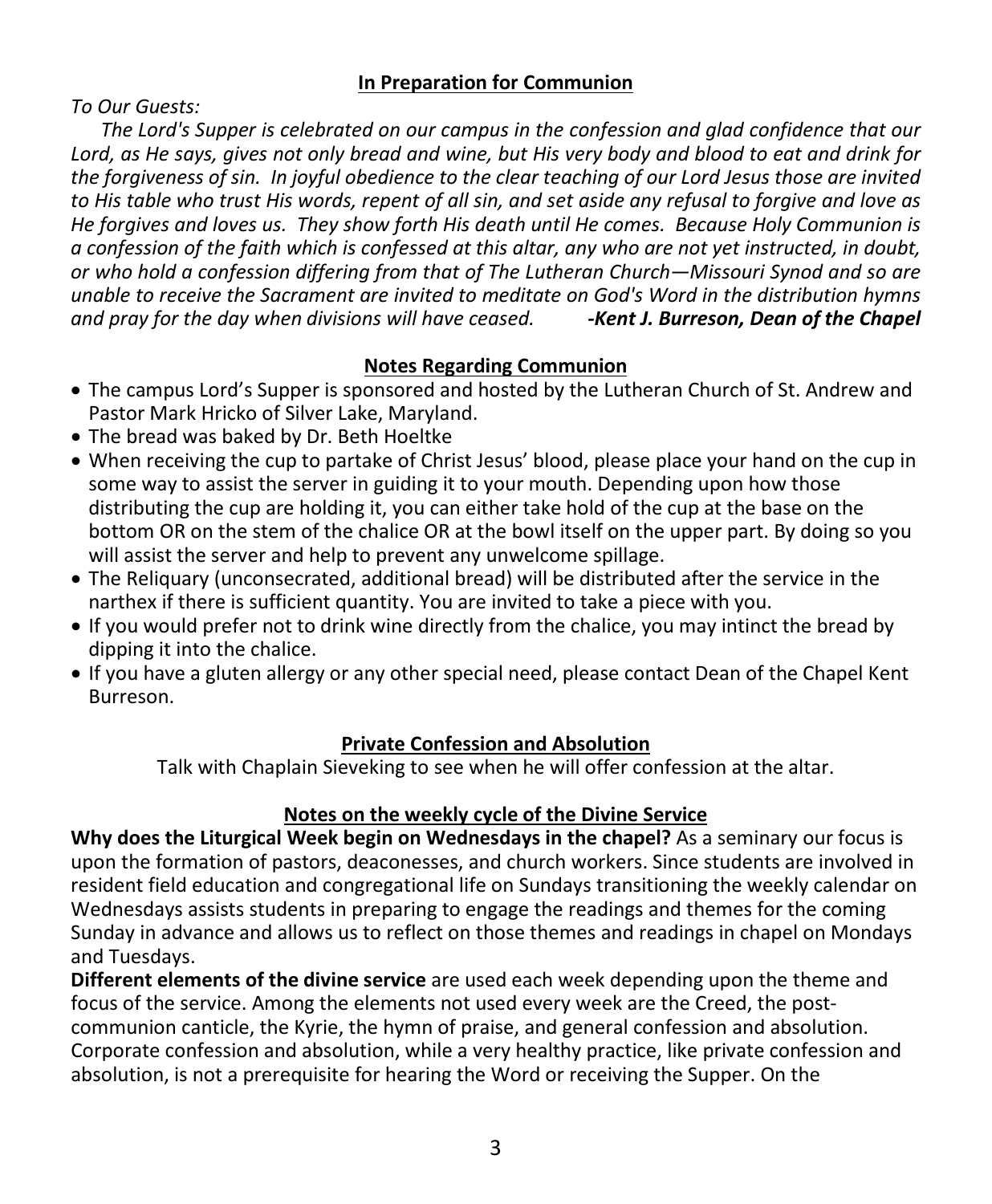## In Preparation for Communion

*To Our Guests:*

*The Lord's Supper is celebrated on our campus in the confession and glad confidence that our Lord, as He says, gives not only bread and wine, but His very body and blood to eat and drink for the forgiveness of sin. In joyful obedience to the clear teaching of our Lord Jesus those are invited to His table who trust His words, repent of all sin, and set aside any refusal to forgive and love as He forgives and loves us. They show forth His death until He comes. Because Holy Communion is a confession of the faith which is confessed at this altar, any who are not yet instructed, in doubt, or who hold a confession differing from that of The Lutheran Church—Missouri Synod and so are unable to receive the Sacrament are invited to meditate on God's Word in the distribution hymns and pray for the day when divisions will have ceased.* ***-Kent J. Burreson, Dean of the Chapel***

## Notes Regarding Communion

- The campus Lord's Supper is sponsored and hosted by the Lutheran Church of St. Andrew and Pastor Mark Hricko of Silver Lake, Maryland.
- The bread was baked by Dr. Beth Hoeltke
- When receiving the cup to partake of Christ Jesus' blood, please place your hand on the cup in some way to assist the server in guiding it to your mouth. Depending upon how those distributing the cup are holding it, you can either take hold of the cup at the base on the bottom OR on the stem of the chalice OR at the bowl itself on the upper part. By doing so you will assist the server and help to prevent any unwelcome spillage.
- The Reliquary (unconsecrated, additional bread) will be distributed after the service in the narthex if there is sufficient quantity. You are invited to take a piece with you.
- If you would prefer not to drink wine directly from the chalice, you may intinct the bread by dipping it into the chalice.
- If you have a gluten allergy or any other special need, please contact Dean of the Chapel Kent Burreson.

## Private Confession and Absolution

Talk with Chaplain Sieveking to see when he will offer confession at the altar.

## Notes on the weekly cycle of the Divine Service

**Why does the Liturgical Week begin on Wednesdays in the chapel?** As a seminary our focus is upon the formation of pastors, deaconesses, and church workers. Since students are involved in resident field education and congregational life on Sundays transitioning the weekly calendar on Wednesdays assists students in preparing to engage the readings and themes for the coming Sunday in advance and allows us to reflect on those themes and readings in chapel on Mondays and Tuesdays.

**Different elements of the divine service** are used each week depending upon the theme and focus of the service. Among the elements not used every week are the Creed, the post-communion canticle, the Kyrie, the hymn of praise, and general confession and absolution. Corporate confession and absolution, while a very healthy practice, like private confession and absolution, is not a prerequisite for hearing the Word or receiving the Supper. On the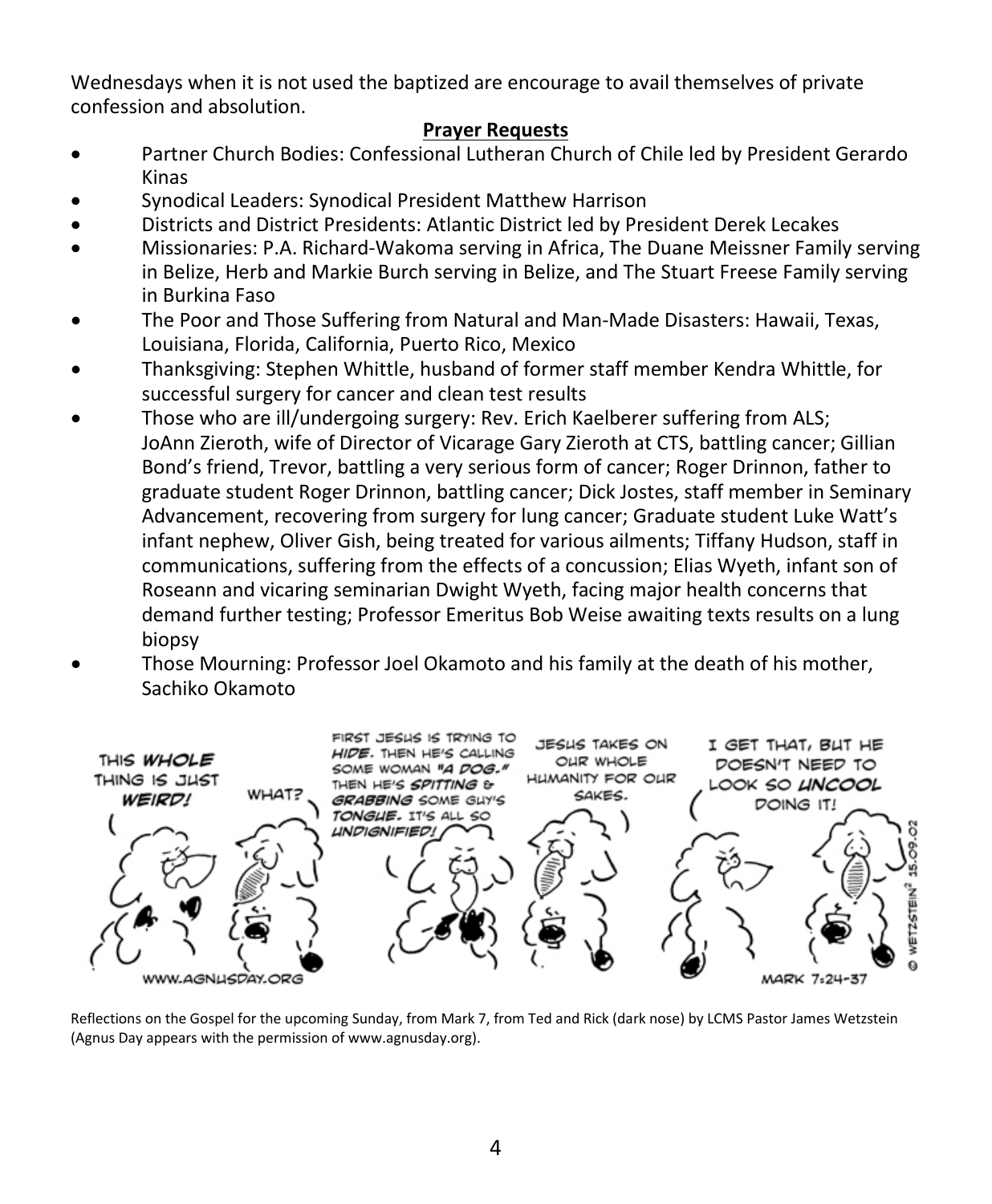Wednesdays when it is not used the baptized are encourage to avail themselves of private confession and absolution.

**Prayer Requests**

- Partner Church Bodies: Confessional Lutheran Church of Chile led by President Gerardo Kinas
- Synodical Leaders: Synodical President Matthew Harrison
- Districts and District Presidents: Atlantic District led by President Derek Lecakes
- Missionaries: P.A. Richard-Wakoma serving in Africa, The Duane Meissner Family serving in Belize, Herb and Markie Burch serving in Belize, and The Stuart Freese Family serving in Burkina Faso
- The Poor and Those Suffering from Natural and Man-Made Disasters: Hawaii, Texas, Louisiana, Florida, California, Puerto Rico, Mexico
- Thanksgiving: Stephen Whittle, husband of former staff member Kendra Whittle, for successful surgery for cancer and clean test results
- Those who are ill/undergoing surgery: Rev. Erich Kaelberer suffering from ALS; JoAnn Zieroth, wife of Director of Vicarage Gary Zieroth at CTS, battling cancer; Gillian Bond's friend, Trevor, battling a very serious form of cancer; Roger Drinnon, father to graduate student Roger Drinnon, battling cancer; Dick Jostes, staff member in Seminary Advancement, recovering from surgery for lung cancer; Graduate student Luke Watt's infant nephew, Oliver Gish, being treated for various ailments; Tiffany Hudson, staff in communications, suffering from the effects of a concussion; Elias Wyeth, infant son of Roseann and vicaring seminarian Dwight Wyeth, facing major health concerns that demand further testing; Professor Emeritus Bob Weise awaiting texts results on a lung biopsy
- Those Mourning: Professor Joel Okamoto and his family at the death of his mother, Sachiko Okamoto

Reflections on the Gospel for the upcoming Sunday, from Mark 7, from Ted and Rick (dark nose) by LCMS Pastor James Wetzstein (Agnus Day appears with the permission of www.agnusday.org).